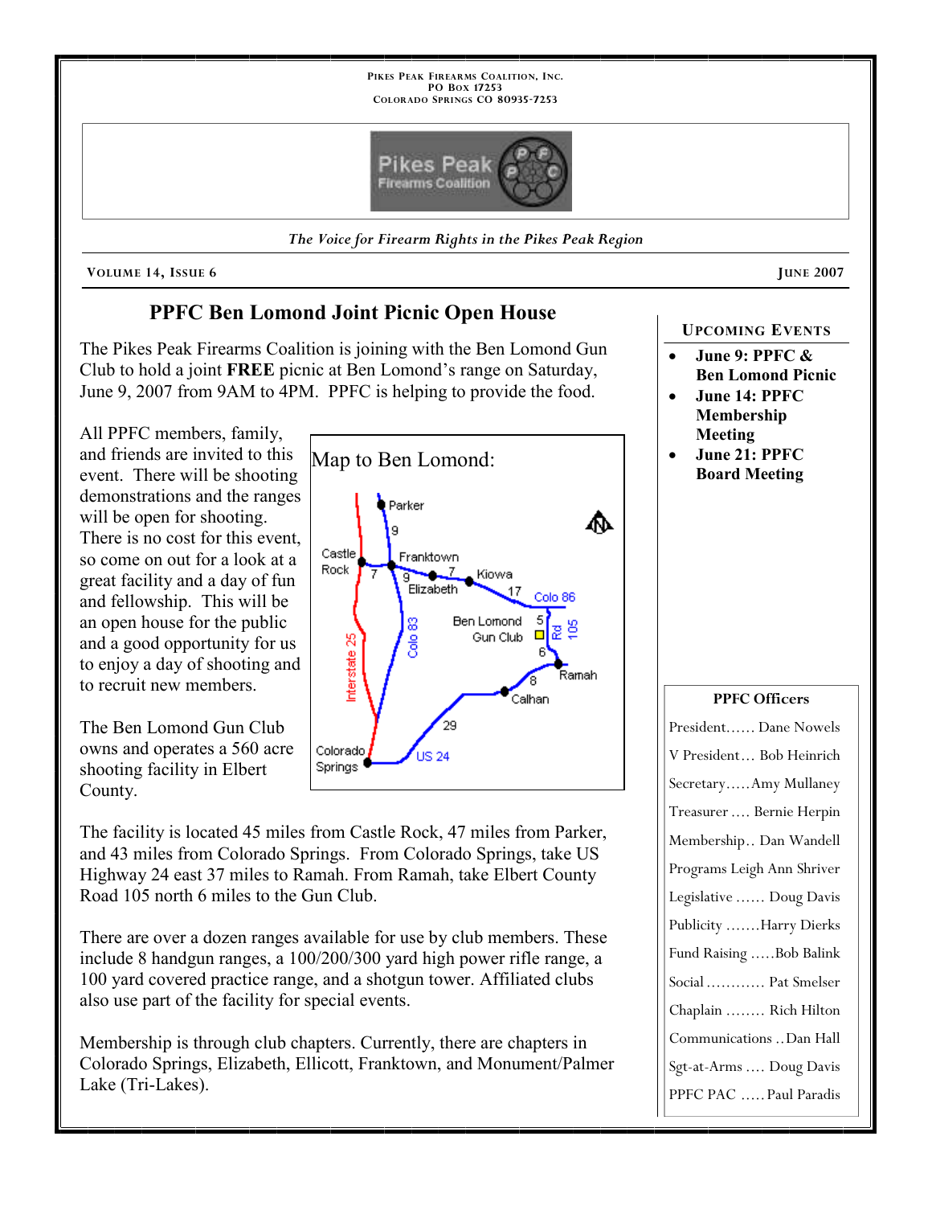PIKES PEAK FIREARMS COALITION, INC.
PO BOX 17253
COLORADO SPRINGS CO 80935-7253

*The Voice for Firearm Rights in the Pikes Peak Region*

**VOLUME 14, ISSUE 6** **JUNE 2007**

## PPFC Ben Lomond Joint Picnic Open House

The Pikes Peak Firearms Coalition is joining with the Ben Lomond Gun Club to hold a joint **FREE** picnic at Ben Lomond's range on Saturday, June 9, 2007 from 9AM to 4PM. PPFC is helping to provide the food.

All PPFC members, family, and friends are invited to this event. There will be shooting demonstrations and the ranges will be open for shooting. There is no cost for this event, so come on out for a look at a great facility and a day of fun and fellowship. This will be an open house for the public and a good opportunity for us to enjoy a day of shooting and to recruit new members.

Map to Ben Lomond:

The Ben Lomond Gun Club owns and operates a 560 acre shooting facility in Elbert County.

The facility is located 45 miles from Castle Rock, 47 miles from Parker, and 43 miles from Colorado Springs. From Colorado Springs, take US Highway 24 east 37 miles to Ramah. From Ramah, take Elbert County Road 105 north 6 miles to the Gun Club.

There are over a dozen ranges available for use by club members. These include 8 handgun ranges, a 100/200/300 yard high power rifle range, a 100 yard covered practice range, and a shotgun tower. Affiliated clubs also use part of the facility for special events.

Membership is through club chapters. Currently, there are chapters in Colorado Springs, Elizabeth, Ellicott, Franktown, and Monument/Palmer Lake (Tri-Lakes).

### UPCOMING EVENTS

- **June 9: PPFC & Ben Lomond Picnic**
- **June 14: PPFC Membership Meeting**
- **June 21: PPFC Board Meeting**

### PPFC Officers

President...... Dane Nowels
V President… Bob Heinrich
Secretary…..Amy Mullaney
Treasurer .... Bernie Herpin
Membership.. Dan Wandell
Programs Leigh Ann Shriver
Legislative ...... Doug Davis
Publicity …….Harry Dierks
Fund Raising …..Bob Balink
Social ............ Pat Smelser
Chaplain ........ Rich Hilton
Communications ..Dan Hall
Sgt-at-Arms .... Doug Davis
PPFC PAC …..Paul Paradis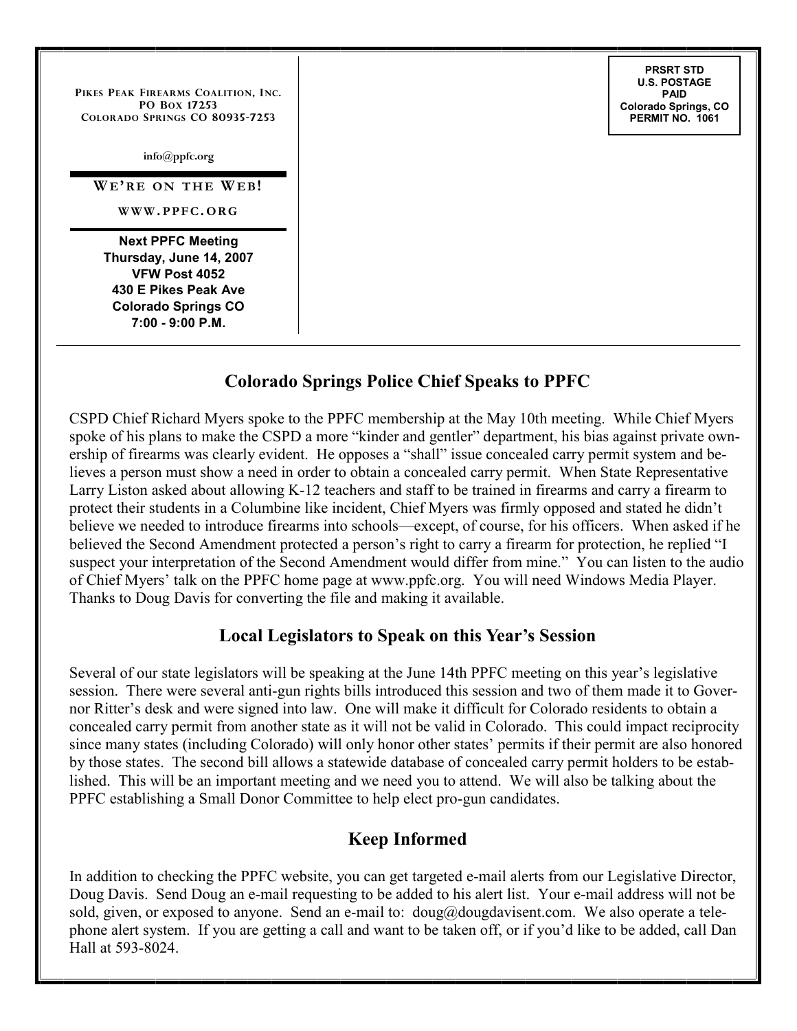PIKES PEAK FIREARMS COALITION, INC.
PO BOX 17253
COLORADO SPRINGS CO 80935-7253

info@ppfc.org

**WE'RE ON THE WEB!**

**WWW.PPFC.ORG**

**Next PPFC Meeting**
**Thursday, June 14, 2007**
**VFW Post 4052**
**430 E Pikes Peak Ave**
**Colorado Springs CO**
**7:00 - 9:00 P.M.**

PRSRT STD
U.S. POSTAGE
PAID
Colorado Springs, CO
PERMIT NO. 1061

## Colorado Springs Police Chief Speaks to PPFC

CSPD Chief Richard Myers spoke to the PPFC membership at the May 10th meeting. While Chief Myers spoke of his plans to make the CSPD a more "kinder and gentler" department, his bias against private ownership of firearms was clearly evident. He opposes a "shall" issue concealed carry permit system and believes a person must show a need in order to obtain a concealed carry permit. When State Representative Larry Liston asked about allowing K-12 teachers and staff to be trained in firearms and carry a firearm to protect their students in a Columbine like incident, Chief Myers was firmly opposed and stated he didn't believe we needed to introduce firearms into schools—except, of course, for his officers. When asked if he believed the Second Amendment protected a person's right to carry a firearm for protection, he replied "I suspect your interpretation of the Second Amendment would differ from mine." You can listen to the audio of Chief Myers' talk on the PPFC home page at www.ppfc.org. You will need Windows Media Player. Thanks to Doug Davis for converting the file and making it available.

## Local Legislators to Speak on this Year's Session

Several of our state legislators will be speaking at the June 14th PPFC meeting on this year's legislative session. There were several anti-gun rights bills introduced this session and two of them made it to Governor Ritter's desk and were signed into law. One will make it difficult for Colorado residents to obtain a concealed carry permit from another state as it will not be valid in Colorado. This could impact reciprocity since many states (including Colorado) will only honor other states' permits if their permit are also honored by those states. The second bill allows a statewide database of concealed carry permit holders to be established. This will be an important meeting and we need you to attend. We will also be talking about the PPFC establishing a Small Donor Committee to help elect pro-gun candidates.

## Keep Informed

In addition to checking the PPFC website, you can get targeted e-mail alerts from our Legislative Director, Doug Davis. Send Doug an e-mail requesting to be added to his alert list. Your e-mail address will not be sold, given, or exposed to anyone. Send an e-mail to: doug@dougdavisent.com. We also operate a telephone alert system. If you are getting a call and want to be taken off, or if you'd like to be added, call Dan Hall at 593-8024.